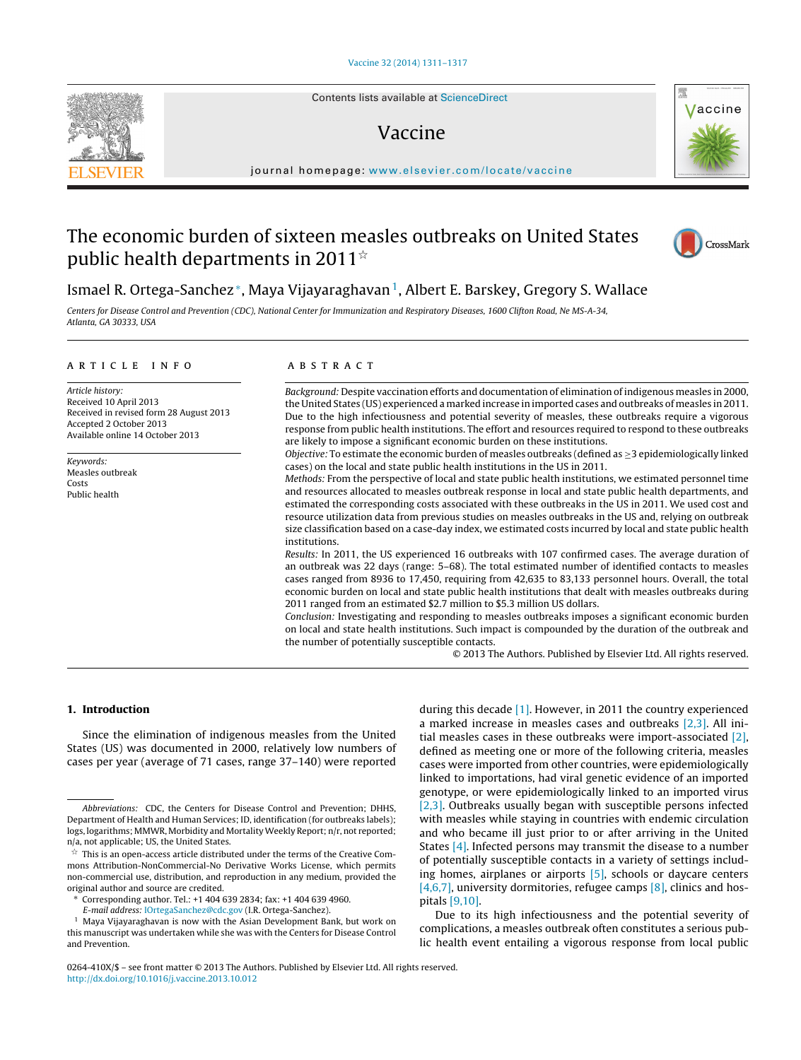# The economic burden of sixteen measles outbreaks on United States public health departments in 2011☆

Ismael R. Ortega-Sanchez*, Maya Vijayaraghavan[1], Albert E. Barskey, Gregory S. Wallace

*Centers for Disease Control and Prevention (CDC), National Center for Immunization and Respiratory Diseases, 1600 Clifton Road, Ne MS-A-34, Atlanta, GA 30333, USA*

## ARTICLE INFO

*Article history:*
Received 10 April 2013
Received in revised form 28 August 2013
Accepted 2 October 2013
Available online 14 October 2013

*Keywords:*
Measles outbreak
Costs
Public health

## ABSTRACT

*Background:* Despite vaccination efforts and documentation of elimination of indigenous measles in 2000, the United States (US) experienced a marked increase in imported cases and outbreaks of measles in 2011. Due to the high infectiousness and potential severity of measles, these outbreaks require a vigorous response from public health institutions. The effort and resources required to respond to these outbreaks are likely to impose a significant economic burden on these institutions.

*Objective:* To estimate the economic burden of measles outbreaks (defined as ≥3 epidemiologically linked cases) on the local and state public health institutions in the US in 2011.

*Methods:* From the perspective of local and state public health institutions, we estimated personnel time and resources allocated to measles outbreak response in local and state public health departments, and estimated the corresponding costs associated with these outbreaks in the US in 2011. We used cost and resource utilization data from previous studies on measles outbreaks in the US and, relying on outbreak size classification based on a case-day index, we estimated costs incurred by local and state public health institutions.

*Results:* In 2011, the US experienced 16 outbreaks with 107 confirmed cases. The average duration of an outbreak was 22 days (range: 5–68). The total estimated number of identified contacts to measles cases ranged from 8936 to 17,450, requiring from 42,635 to 83,133 personnel hours. Overall, the total economic burden on local and state public health institutions that dealt with measles outbreaks during 2011 ranged from an estimated $2.7 million to $5.3 million US dollars.

*Conclusion:* Investigating and responding to measles outbreaks imposes a significant economic burden on local and state health institutions. Such impact is compounded by the duration of the outbreak and the number of potentially susceptible contacts.

© 2013 The Authors. Published by Elsevier Ltd. All rights reserved.

## 1. Introduction

Since the elimination of indigenous measles from the United States (US) was documented in 2000, relatively low numbers of cases per year (average of 71 cases, range 37–140) were reported during this decade [1]. However, in 2011 the country experienced a marked increase in measles cases and outbreaks [2,3]. All initial measles cases in these outbreaks were import-associated [2], defined as meeting one or more of the following criteria, measles cases were imported from other countries, were epidemiologically linked to importations, had viral genetic evidence of an imported genotype, or were epidemiologically linked to an imported virus [2,3]. Outbreaks usually began with susceptible persons infected with measles while staying in countries with endemic circulation and who became ill just prior to or after arriving in the United States [4]. Infected persons may transmit the disease to a number of potentially susceptible contacts in a variety of settings including homes, airplanes or airports [5], schools or daycare centers [4,6,7], university dormitories, refugee camps [8], clinics and hospitals [9,10].

Due to its high infectiousness and the potential severity of complications, a measles outbreak often constitutes a serious public health event entailing a vigorous response from local public

---

*Abbreviations:* CDC, the Centers for Disease Control and Prevention; DHHS, Department of Health and Human Services; ID, identification (for outbreaks labels); logs, logarithms; MMWR, Morbidity and Mortality Weekly Report; n/r, not reported; n/a, not applicable; US, the United States.

☆ This is an open-access article distributed under the terms of the Creative Commons Attribution-NonCommercial-No Derivative Works License, which permits non-commercial use, distribution, and reproduction in any medium, provided the original author and source are credited.

\* Corresponding author. Tel.: +1 404 639 2834; fax: +1 404 639 4960.
*E-mail address:* IOrtegaSanchez@cdc.gov (I.R. Ortega-Sanchez).

[1] Maya Vijayaraghavan is now with the Asian Development Bank, but work on this manuscript was undertaken while she was with the Centers for Disease Control and Prevention.

0264-410X/$ – see front matter © 2013 The Authors. Published by Elsevier Ltd. All rights reserved.
http://dx.doi.org/10.1016/j.vaccine.2013.10.012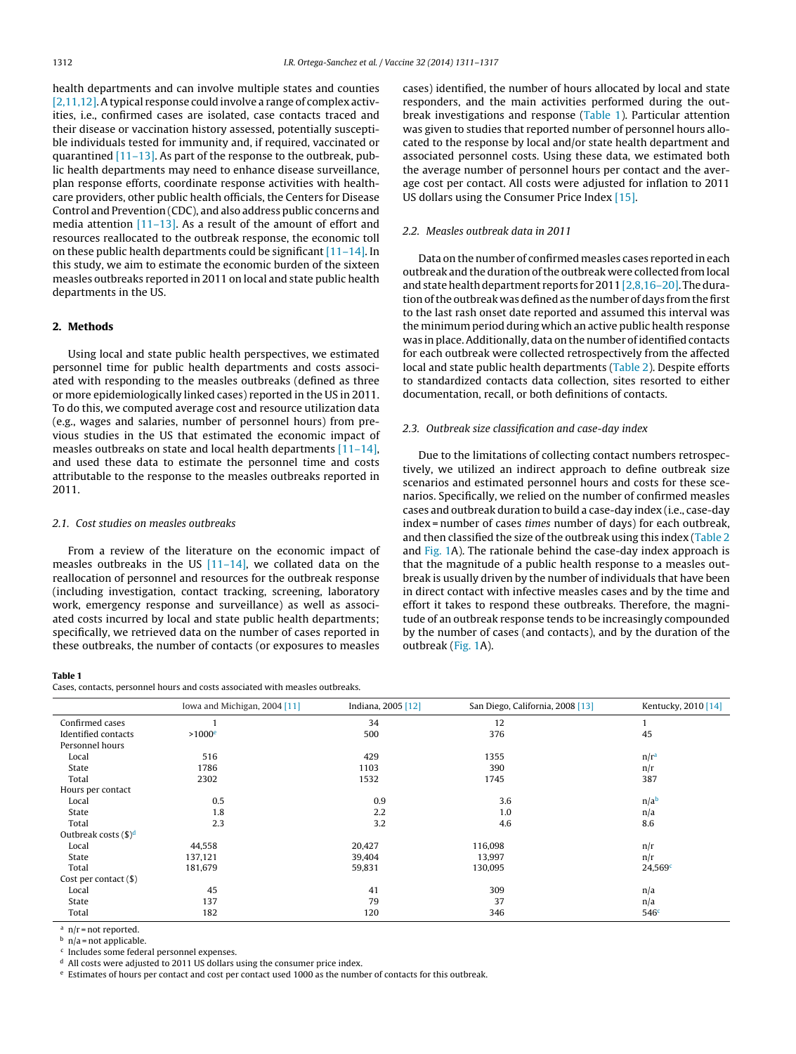health departments and can involve multiple states and counties [2,11,12]. A typical response could involve a range of complex activities, i.e., confirmed cases are isolated, case contacts traced and their disease or vaccination history assessed, potentially susceptible individuals tested for immunity and, if required, vaccinated or quarantined [11–13]. As part of the response to the outbreak, public health departments may need to enhance disease surveillance, plan response efforts, coordinate response activities with healthcare providers, other public health officials, the Centers for Disease Control and Prevention (CDC), and also address public concerns and media attention [11–13]. As a result of the amount of effort and resources reallocated to the outbreak response, the economic toll on these public health departments could be significant [11–14]. In this study, we aim to estimate the economic burden of the sixteen measles outbreaks reported in 2011 on local and state public health departments in the US.

## 2. Methods

Using local and state public health perspectives, we estimated personnel time for public health departments and costs associated with responding to the measles outbreaks (defined as three or more epidemiologically linked cases) reported in the US in 2011. To do this, we computed average cost and resource utilization data (e.g., wages and salaries, number of personnel hours) from previous studies in the US that estimated the economic impact of measles outbreaks on state and local health departments [11–14], and used these data to estimate the personnel time and costs attributable to the response to the measles outbreaks reported in 2011.

### 2.1. Cost studies on measles outbreaks

From a review of the literature on the economic impact of measles outbreaks in the US [11–14], we collated data on the reallocation of personnel and resources for the outbreak response (including investigation, contact tracking, screening, laboratory work, emergency response and surveillance) as well as associated costs incurred by local and state public health departments; specifically, we retrieved data on the number of cases reported in these outbreaks, the number of contacts (or exposures to measles cases) identified, the number of hours allocated by local and state responders, and the main activities performed during the outbreak investigations and response (Table 1). Particular attention was given to studies that reported number of personnel hours allocated to the response by local and/or state health department and associated personnel costs. Using these data, we estimated both the average number of personnel hours per contact and the average cost per contact. All costs were adjusted for inflation to 2011 US dollars using the Consumer Price Index [15].

### 2.2. Measles outbreak data in 2011

Data on the number of confirmed measles cases reported in each outbreak and the duration of the outbreak were collected from local and state health department reports for 2011 [2,8,16–20]. The duration of the outbreak was defined as the number of days from the first to the last rash onset date reported and assumed this interval was the minimum period during which an active public health response was in place. Additionally, data on the number of identified contacts for each outbreak were collected retrospectively from the affected local and state public health departments (Table 2). Despite efforts to standardized contacts data collection, sites resorted to either documentation, recall, or both definitions of contacts.

### 2.3. Outbreak size classification and case-day index

Due to the limitations of collecting contact numbers retrospectively, we utilized an indirect approach to define outbreak size scenarios and estimated personnel hours and costs for these scenarios. Specifically, we relied on the number of confirmed measles cases and outbreak duration to build a case-day index (i.e., case-day index = number of cases *times* number of days) for each outbreak, and then classified the size of the outbreak using this index (Table 2 and Fig. 1A). The rationale behind the case-day index approach is that the magnitude of a public health response to a measles outbreak is usually driven by the number of individuals that have been in direct contact with infective measles cases and by the time and effort it takes to respond these outbreaks. Therefore, the magnitude of an outbreak response tends to be increasingly compounded by the number of cases (and contacts), and by the duration of the outbreak (Fig. 1A).

**Table 1**
Cases, contacts, personnel hours and costs associated with measles outbreaks.

| | Iowa and Michigan, 2004 [11] | Indiana, 2005 [12] | San Diego, California, 2008 [13] | Kentucky, 2010 [14] |
|---|---|---|---|---|
| Confirmed cases | 1 | 34 | 12 | 1 |
| Identified contacts | >1000[e] | 500 | 376 | 45 |
| Personnel hours | | | | |
| Local | 516 | 429 | 1355 | n/r[a] |
| State | 1786 | 1103 | 390 | n/r |
| Total | 2302 | 1532 | 1745 | 387 |
| Hours per contact | | | | |
| Local | 0.5 | 0.9 | 3.6 | n/a[b] |
| State | 1.8 | 2.2 | 1.0 | n/a |
| Total | 2.3 | 3.2 | 4.6 | 8.6 |
| Outbreak costs ($)[d] | | | | |
| Local | 44,558 | 20,427 | 116,098 | n/r |
| State | 137,121 | 39,404 | 13,997 | n/r |
| Total | 181,679 | 59,831 | 130,095 | 24,569[c] |
| Cost per contact ($) | | | | |
| Local | 45 | 41 | 309 | n/a |
| State | 137 | 79 | 37 | n/a |
| Total | 182 | 120 | 346 | 546[c] |

[a] n/r = not reported.
[b] n/a = not applicable.
[c] Includes some federal personnel expenses.
[d] All costs were adjusted to 2011 US dollars using the consumer price index.
[e] Estimates of hours per contact and cost per contact used 1000 as the number of contacts for this outbreak.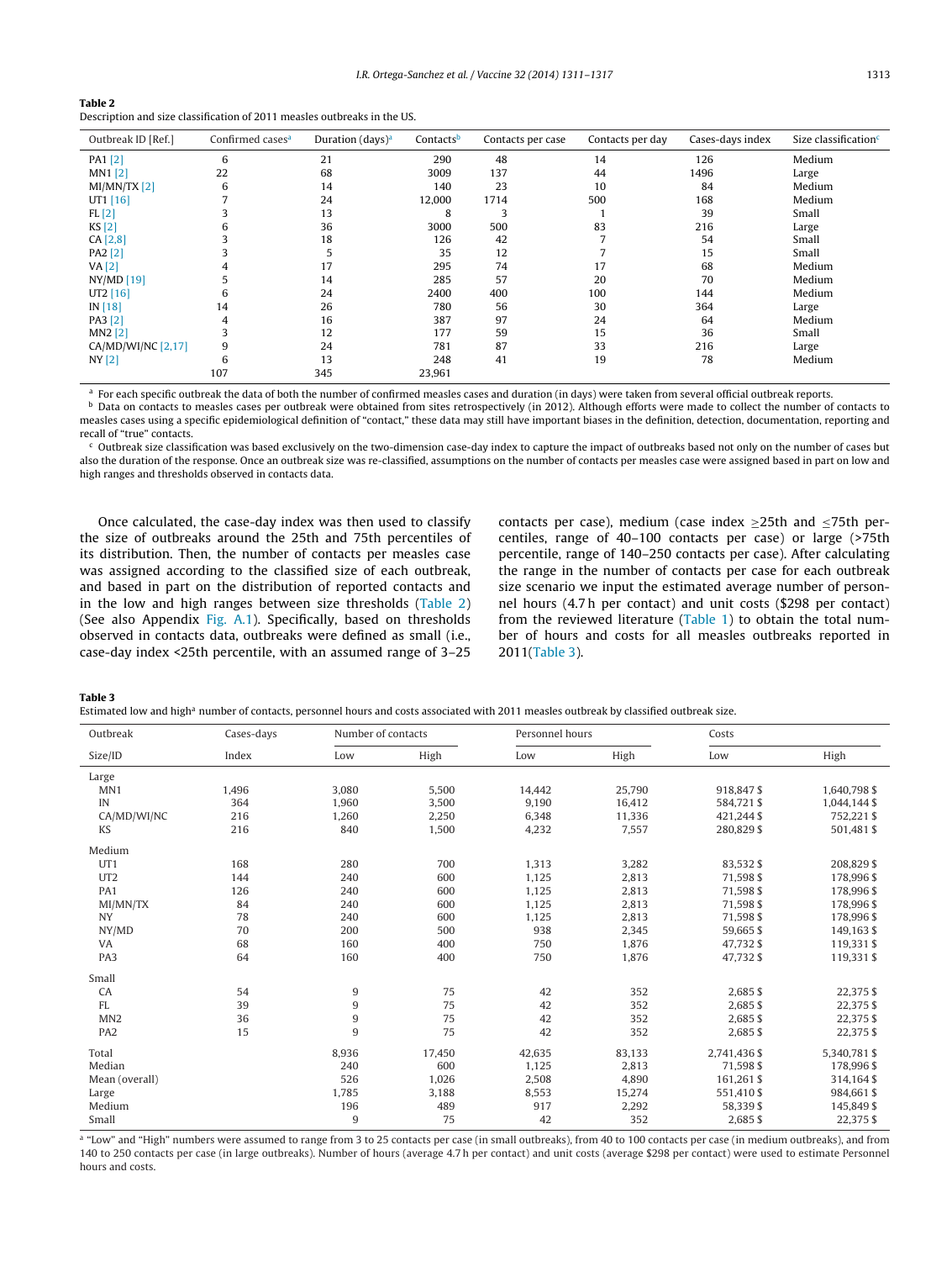**Table 2**
Description and size classification of 2011 measles outbreaks in the US.

| Outbreak ID [Ref.] | Confirmed cases[a] | Duration (days)[a] | Contacts[b] | Contacts per case | Contacts per day | Cases-days index | Size classification[c] |
|---|---|---|---|---|---|---|---|
| PA1 [2] | 6 | 21 | 290 | 48 | 14 | 126 | Medium |
| MN1 [2] | 22 | 68 | 3009 | 137 | 44 | 1496 | Large |
| MI/MN/TX [2] | 6 | 14 | 140 | 23 | 10 | 84 | Medium |
| UT1 [16] | 7 | 24 | 12,000 | 1714 | 500 | 168 | Medium |
| FL [2] | 3 | 13 | 8 | 3 | 1 | 39 | Small |
| KS [2] | 6 | 36 | 3000 | 500 | 83 | 216 | Large |
| CA [2,8] | 3 | 18 | 126 | 42 | 7 | 54 | Small |
| PA2 [2] | 3 | 5 | 35 | 12 | 7 | 15 | Small |
| VA [2] | 4 | 17 | 295 | 74 | 17 | 68 | Medium |
| NY/MD [19] | 5 | 14 | 285 | 57 | 20 | 70 | Medium |
| UT2 [16] | 6 | 24 | 2400 | 400 | 100 | 144 | Medium |
| IN [18] | 14 | 26 | 780 | 56 | 30 | 364 | Large |
| PA3 [2] | 4 | 16 | 387 | 97 | 24 | 64 | Medium |
| MN2 [2] | 3 | 12 | 177 | 59 | 15 | 36 | Small |
| CA/MD/WI/NC [2,17] | 9 | 24 | 781 | 87 | 33 | 216 | Large |
| NY [2] | 6 | 13 | 248 | 41 | 19 | 78 | Medium |
| | 107 | 345 | 23,961 | | | | |

[a] For each specific outbreak the data of both the number of confirmed measles cases and duration (in days) were taken from several official outbreak reports.
[b] Data on contacts to measles cases per outbreak were obtained from sites retrospectively (in 2012). Although efforts were made to collect the number of contacts to measles cases using a specific epidemiological definition of "contact," these data may still have important biases in the definition, detection, documentation, reporting and recall of "true" contacts.
[c] Outbreak size classification was based exclusively on the two-dimension case-day index to capture the impact of outbreaks based not only on the number of cases but also the duration of the response. Once an outbreak size was re-classified, assumptions on the number of contacts per measles case were assigned based in part on low and high ranges and thresholds observed in contacts data.

Once calculated, the case-day index was then used to classify the size of outbreaks around the 25th and 75th percentiles of its distribution. Then, the number of contacts per measles case was assigned according to the classified size of each outbreak, and based in part on the distribution of reported contacts and in the low and high ranges between size thresholds (Table 2) (See also Appendix Fig. A.1). Specifically, based on thresholds observed in contacts data, outbreaks were defined as small (i.e., case-day index <25th percentile, with an assumed range of 3–25 contacts per case), medium (case index ≥25th and ≤75th percentiles, range of 40–100 contacts per case) or large (>75th percentile, range of 140–250 contacts per case). After calculating the range in the number of contacts per case for each outbreak size scenario we input the estimated average number of personnel hours (4.7 h per contact) and unit costs ($298 per contact) from the reviewed literature (Table 1) to obtain the total number of hours and costs for all measles outbreaks reported in 2011(Table 3).

**Table 3**
Estimated low and high[a] number of contacts, personnel hours and costs associated with 2011 measles outbreak by classified outbreak size.

| Outbreak | Cases-days | Number of contacts | | Personnel hours | | Costs | |
|---|---|---|---|---|---|---|---|
| Size/ID | Index | Low | High | Low | High | Low | High |
| Large | | | | | | | |
| MN1 | 1,496 | 3,080 | 5,500 | 14,442 | 25,790 | 918,847 $ | 1,640,798 $ |
| IN | 364 | 1,960 | 3,500 | 9,190 | 16,412 | 584,721 $ | 1,044,144 $ |
| CA/MD/WI/NC | 216 | 1,260 | 2,250 | 6,348 | 11,336 | 421,244 $ | 752,221 $ |
| KS | 216 | 840 | 1,500 | 4,232 | 7,557 | 280,829 $ | 501,481 $ |
| Medium | | | | | | | |
| UT1 | 168 | 280 | 700 | 1,313 | 3,282 | 83,532 $ | 208,829 $ |
| UT2 | 144 | 240 | 600 | 1,125 | 2,813 | 71,598 $ | 178,996 $ |
| PA1 | 126 | 240 | 600 | 1,125 | 2,813 | 71,598 $ | 178,996 $ |
| MI/MN/TX | 84 | 240 | 600 | 1,125 | 2,813 | 71,598 $ | 178,996 $ |
| NY | 78 | 240 | 600 | 1,125 | 2,813 | 71,598 $ | 178,996 $ |
| NY/MD | 70 | 200 | 500 | 938 | 2,345 | 59,665 $ | 149,163 $ |
| VA | 68 | 160 | 400 | 750 | 1,876 | 47,732 $ | 119,331 $ |
| PA3 | 64 | 160 | 400 | 750 | 1,876 | 47,732 $ | 119,331 $ |
| Small | | | | | | | |
| CA | 54 | 9 | 75 | 42 | 352 | 2,685 $ | 22,375 $ |
| FL | 39 | 9 | 75 | 42 | 352 | 2,685 $ | 22,375 $ |
| MN2 | 36 | 9 | 75 | 42 | 352 | 2,685 $ | 22,375 $ |
| PA2 | 15 | 9 | 75 | 42 | 352 | 2,685 $ | 22,375 $ |
| Total | | 8,936 | 17,450 | 42,635 | 83,133 | 2,741,436 $ | 5,340,781 $ |
| Median | | 240 | 600 | 1,125 | 2,813 | 71,598 $ | 178,996 $ |
| Mean (overall) | | 526 | 1,026 | 2,508 | 4,890 | 161,261 $ | 314,164 $ |
| Large | | 1,785 | 3,188 | 8,553 | 15,274 | 551,410 $ | 984,661 $ |
| Medium | | 196 | 489 | 917 | 2,292 | 58,339 $ | 145,849 $ |
| Small | | 9 | 75 | 42 | 352 | 2,685 $ | 22,375 $ |

[a] "Low" and "High" numbers were assumed to range from 3 to 25 contacts per case (in small outbreaks), from 40 to 100 contacts per case (in medium outbreaks), and from 140 to 250 contacts per case (in large outbreaks). Number of hours (average 4.7 h per contact) and unit costs (average $298 per contact) were used to estimate Personnel hours and costs.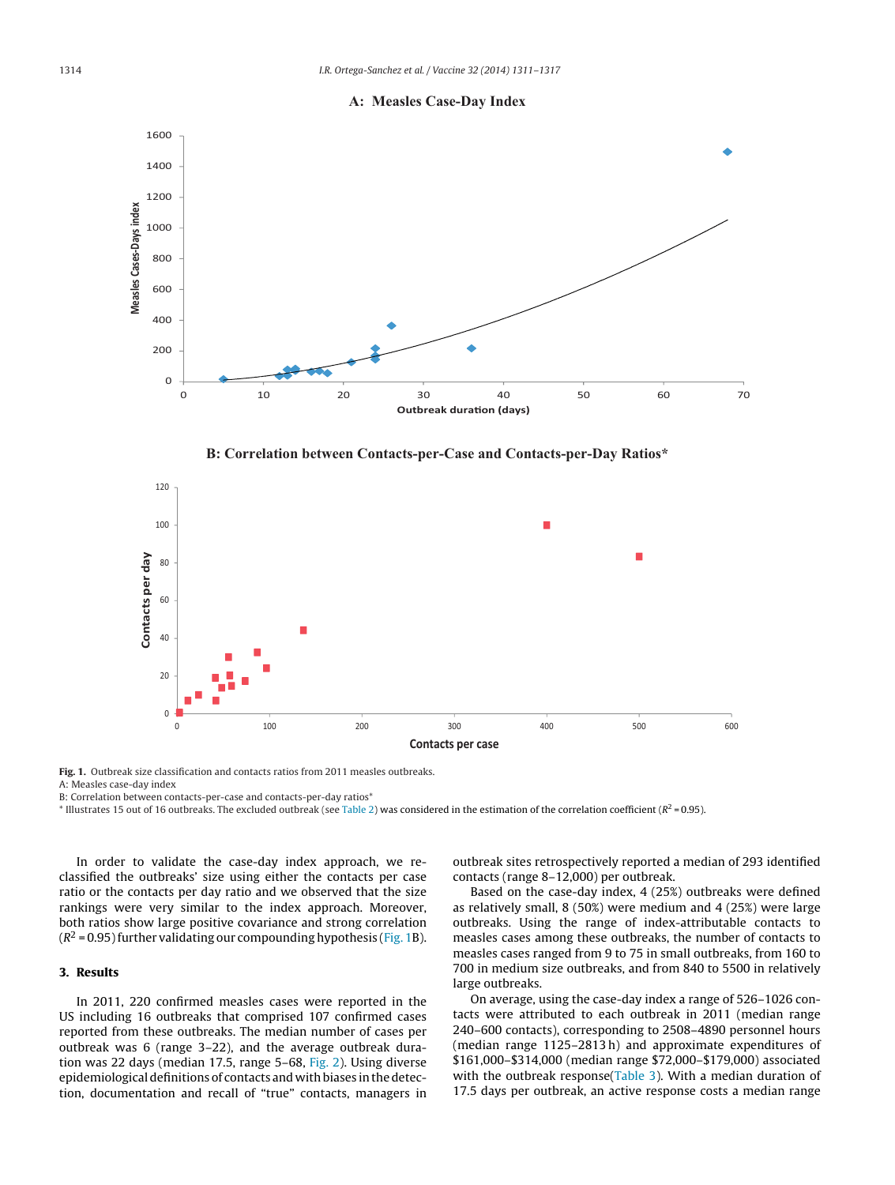**A: Measles Case-Day Index**

**B: Correlation between Contacts-per-Case and Contacts-per-Day Ratios***

**Fig. 1.** Outbreak size classification and contacts ratios from 2011 measles outbreaks.
A: Measles case-day index
B: Correlation between contacts-per-case and contacts-per-day ratios*
* Illustrates 15 out of 16 outbreaks. The excluded outbreak (see Table 2) was considered in the estimation of the correlation coefficient ($R^2$ = 0.95).

In order to validate the case-day index approach, we reclassified the outbreaks' size using either the contacts per case ratio or the contacts per day ratio and we observed that the size rankings were very similar to the index approach. Moreover, both ratios show large positive covariance and strong correlation ($R^2$ = 0.95) further validating our compounding hypothesis (Fig. 1B).

## 3. Results

In 2011, 220 confirmed measles cases were reported in the US including 16 outbreaks that comprised 107 confirmed cases reported from these outbreaks. The median number of cases per outbreak was 6 (range 3–22), and the average outbreak duration was 22 days (median 17.5, range 5–68, Fig. 2). Using diverse epidemiological definitions of contacts and with biases in the detection, documentation and recall of "true" contacts, managers in outbreak sites retrospectively reported a median of 293 identified contacts (range 8–12,000) per outbreak.

Based on the case-day index, 4 (25%) outbreaks were defined as relatively small, 8 (50%) were medium and 4 (25%) were large outbreaks. Using the range of index-attributable contacts to measles cases among these outbreaks, the number of contacts to measles cases ranged from 9 to 75 in small outbreaks, from 160 to 700 in medium size outbreaks, and from 840 to 5500 in relatively large outbreaks.

On average, using the case-day index a range of 526–1026 contacts were attributed to each outbreak in 2011 (median range 240–600 contacts), corresponding to 2508–4890 personnel hours (median range 1125–2813 h) and approximate expenditures of $161,000–$314,000 (median range $72,000–$179,000) associated with the outbreak response(Table 3). With a median duration of 17.5 days per outbreak, an active response costs a median range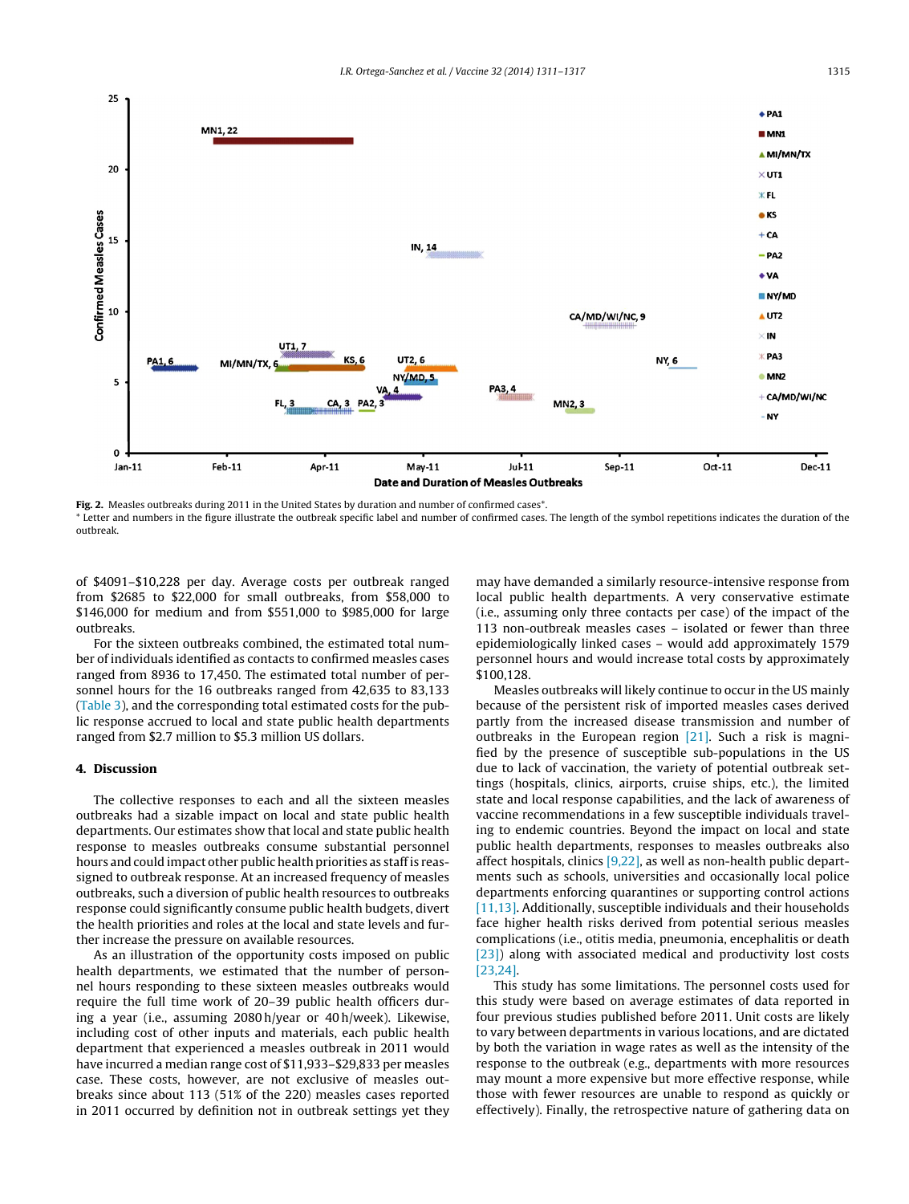Fig. 2. Measles outbreaks during 2011 in the United States by duration and number of confirmed cases*.

* Letter and numbers in the figure illustrate the outbreak specific label and number of confirmed cases. The length of the symbol repetitions indicates the duration of the outbreak.

of $4091–$10,228 per day. Average costs per outbreak ranged from $2685 to $22,000 for small outbreaks, from $58,000 to $146,000 for medium and from $551,000 to $985,000 for large outbreaks.

For the sixteen outbreaks combined, the estimated total number of individuals identified as contacts to confirmed measles cases ranged from 8936 to 17,450. The estimated total number of personnel hours for the 16 outbreaks ranged from 42,635 to 83,133 (Table 3), and the corresponding total estimated costs for the public response accrued to local and state public health departments ranged from $2.7 million to $5.3 million US dollars.

## 4. Discussion

The collective responses to each and all the sixteen measles outbreaks had a sizable impact on local and state public health departments. Our estimates show that local and state public health response to measles outbreaks consume substantial personnel hours and could impact other public health priorities as staff is reassigned to outbreak response. At an increased frequency of measles outbreaks, such a diversion of public health resources to outbreaks response could significantly consume public health budgets, divert the health priorities and roles at the local and state levels and further increase the pressure on available resources.

As an illustration of the opportunity costs imposed on public health departments, we estimated that the number of personnel hours responding to these sixteen measles outbreaks would require the full time work of 20–39 public health officers during a year (i.e., assuming 2080 h/year or 40 h/week). Likewise, including cost of other inputs and materials, each public health department that experienced a measles outbreak in 2011 would have incurred a median range cost of $11,933–$29,833 per measles case. These costs, however, are not exclusive of measles outbreaks since about 113 (51% of the 220) measles cases reported in 2011 occurred by definition not in outbreak settings yet they may have demanded a similarly resource-intensive response from local public health departments. A very conservative estimate (i.e., assuming only three contacts per case) of the impact of the 113 non-outbreak measles cases – isolated or fewer than three epidemiologically linked cases – would add approximately 1579 personnel hours and would increase total costs by approximately $100,128.

Measles outbreaks will likely continue to occur in the US mainly because of the persistent risk of imported measles cases derived partly from the increased disease transmission and number of outbreaks in the European region [21]. Such a risk is magnified by the presence of susceptible sub-populations in the US due to lack of vaccination, the variety of potential outbreak settings (hospitals, clinics, airports, cruise ships, etc.), the limited state and local response capabilities, and the lack of awareness of vaccine recommendations in a few susceptible individuals traveling to endemic countries. Beyond the impact on local and state public health departments, responses to measles outbreaks also affect hospitals, clinics [9,22], as well as non-health public departments such as schools, universities and occasionally local police departments enforcing quarantines or supporting control actions [11,13]. Additionally, susceptible individuals and their households face higher health risks derived from potential serious measles complications (i.e., otitis media, pneumonia, encephalitis or death [23]) along with associated medical and productivity lost costs [23,24].

This study has some limitations. The personnel costs used for this study were based on average estimates of data reported in four previous studies published before 2011. Unit costs are likely to vary between departments in various locations, and are dictated by both the variation in wage rates as well as the intensity of the response to the outbreak (e.g., departments with more resources may mount a more expensive but more effective response, while those with fewer resources are unable to respond as quickly or effectively). Finally, the retrospective nature of gathering data on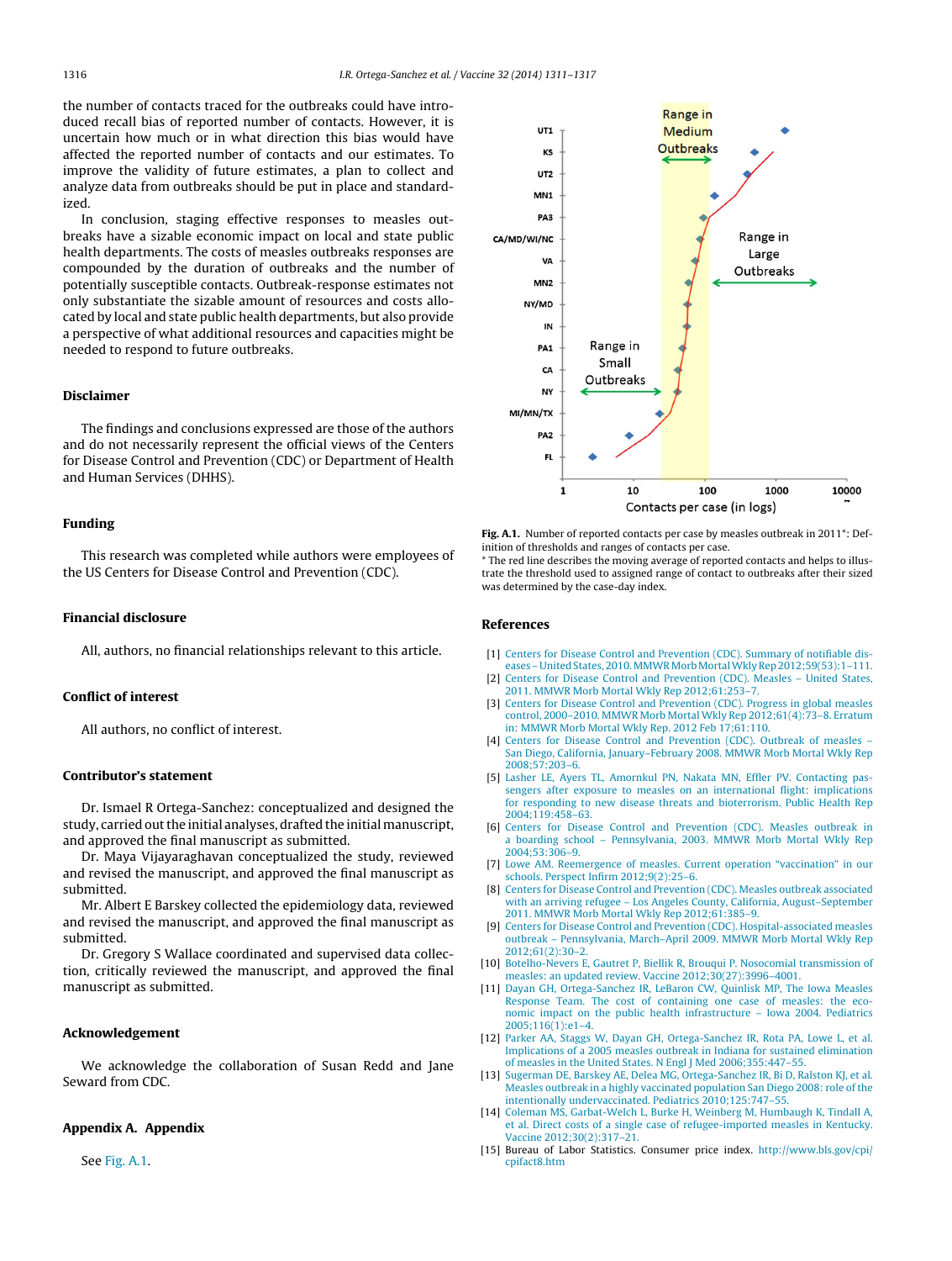the number of contacts traced for the outbreaks could have introduced recall bias of reported number of contacts. However, it is uncertain how much or in what direction this bias would have affected the reported number of contacts and our estimates. To improve the validity of future estimates, a plan to collect and analyze data from outbreaks should be put in place and standardized.

In conclusion, staging effective responses to measles outbreaks have a sizable economic impact on local and state public health departments. The costs of measles outbreaks responses are compounded by the duration of outbreaks and the number of potentially susceptible contacts. Outbreak-response estimates not only substantiate the sizable amount of resources and costs allocated by local and state public health departments, but also provide a perspective of what additional resources and capacities might be needed to respond to future outbreaks.

## Disclaimer

The findings and conclusions expressed are those of the authors and do not necessarily represent the official views of the Centers for Disease Control and Prevention (CDC) or Department of Health and Human Services (DHHS).

## Funding

This research was completed while authors were employees of the US Centers for Disease Control and Prevention (CDC).

## Financial disclosure

All, authors, no financial relationships relevant to this article.

## Conflict of interest

All authors, no conflict of interest.

## Contributor's statement

Dr. Ismael R Ortega-Sanchez: conceptualized and designed the study, carried out the initial analyses, drafted the initial manuscript, and approved the final manuscript as submitted.

Dr. Maya Vijayaraghavan conceptualized the study, reviewed and revised the manuscript, and approved the final manuscript as submitted.

Mr. Albert E Barskey collected the epidemiology data, reviewed and revised the manuscript, and approved the final manuscript as submitted.

Dr. Gregory S Wallace coordinated and supervised data collection, critically reviewed the manuscript, and approved the final manuscript as submitted.

## Acknowledgement

We acknowledge the collaboration of Susan Redd and Jane Seward from CDC.

## Appendix A. Appendix

See Fig. A.1.

**Fig. A.1.** Number of reported contacts per case by measles outbreak in 2011*: Definition of thresholds and ranges of contacts per case.

* The red line describes the moving average of reported contacts and helps to illustrate the threshold used to assigned range of contact to outbreaks after their sized was determined by the case-day index.

## References

[1] Centers for Disease Control and Prevention (CDC). Summary of notifiable diseases – United States, 2010. MMWR Morb Mortal Wkly Rep 2012;59(53):1–111.

[2] Centers for Disease Control and Prevention (CDC). Measles – United States, 2011. MMWR Morb Mortal Wkly Rep 2012;61:253–7.

[3] Centers for Disease Control and Prevention (CDC). Progress in global measles control, 2000–2010. MMWR Morb Mortal Wkly Rep 2012;61(4):73–8. Erratum in: MMWR Morb Mortal Wkly Rep. 2012 Feb 17;61:110.

[4] Centers for Disease Control and Prevention (CDC). Outbreak of measles – San Diego, California, January–February 2008. MMWR Morb Mortal Wkly Rep 2008;57:203–6.

[5] Lasher LE, Ayers TL, Amornkul PN, Nakata MN, Effler PV. Contacting passengers after exposure to measles on an international flight: implications for responding to new disease threats and bioterrorism. Public Health Rep 2004;119:458–63.

[6] Centers for Disease Control and Prevention (CDC). Measles outbreak in a boarding school – Pennsylvania, 2003. MMWR Morb Mortal Wkly Rep 2004;53:306–9.

[7] Lowe AM. Reemergence of measles. Current operation "vaccination" in our schools. Perspect Infirm 2012;9(2):25–6.

[8] Centers for Disease Control and Prevention (CDC). Measles outbreak associated with an arriving refugee – Los Angeles County, California, August–September 2011. MMWR Morb Mortal Wkly Rep 2012;61:385–9.

[9] Centers for Disease Control and Prevention (CDC). Hospital-associated measles outbreak – Pennsylvania, March–April 2009. MMWR Morb Mortal Wkly Rep 2012;61(2):30–2.

[10] Botelho-Nevers E, Gautret P, Biellik R, Brouqui P. Nosocomial transmission of measles: an updated review. Vaccine 2012;30(27):3996–4001.

[11] Dayan GH, Ortega-Sanchez IR, LeBaron CW, Quinlisk MP, The Iowa Measles Response Team. The cost of containing one case of measles: the economic impact on the public health infrastructure – Iowa 2004. Pediatrics 2005;116(1):e1–4.

[12] Parker AA, Staggs W, Dayan GH, Ortega-Sanchez IR, Rota PA, Lowe L, et al. Implications of a 2005 measles outbreak in Indiana for sustained elimination of measles in the United States. N Engl J Med 2006;355:447–55.

[13] Sugerman DE, Barskey AE, Delea MG, Ortega-Sanchez IR, Bi D, Ralston KJ, et al. Measles outbreak in a highly vaccinated population San Diego 2008: role of the intentionally undervaccinated. Pediatrics 2010;125:747–55.

[14] Coleman MS, Garbat-Welch L, Burke H, Weinberg M, Humbaugh K, Tindall A, et al. Direct costs of a single case of refugee-imported measles in Kentucky. Vaccine 2012;30(2):317–21.

[15] Bureau of Labor Statistics. Consumer price index. http://www.bls.gov/cpi/cpifact8.htm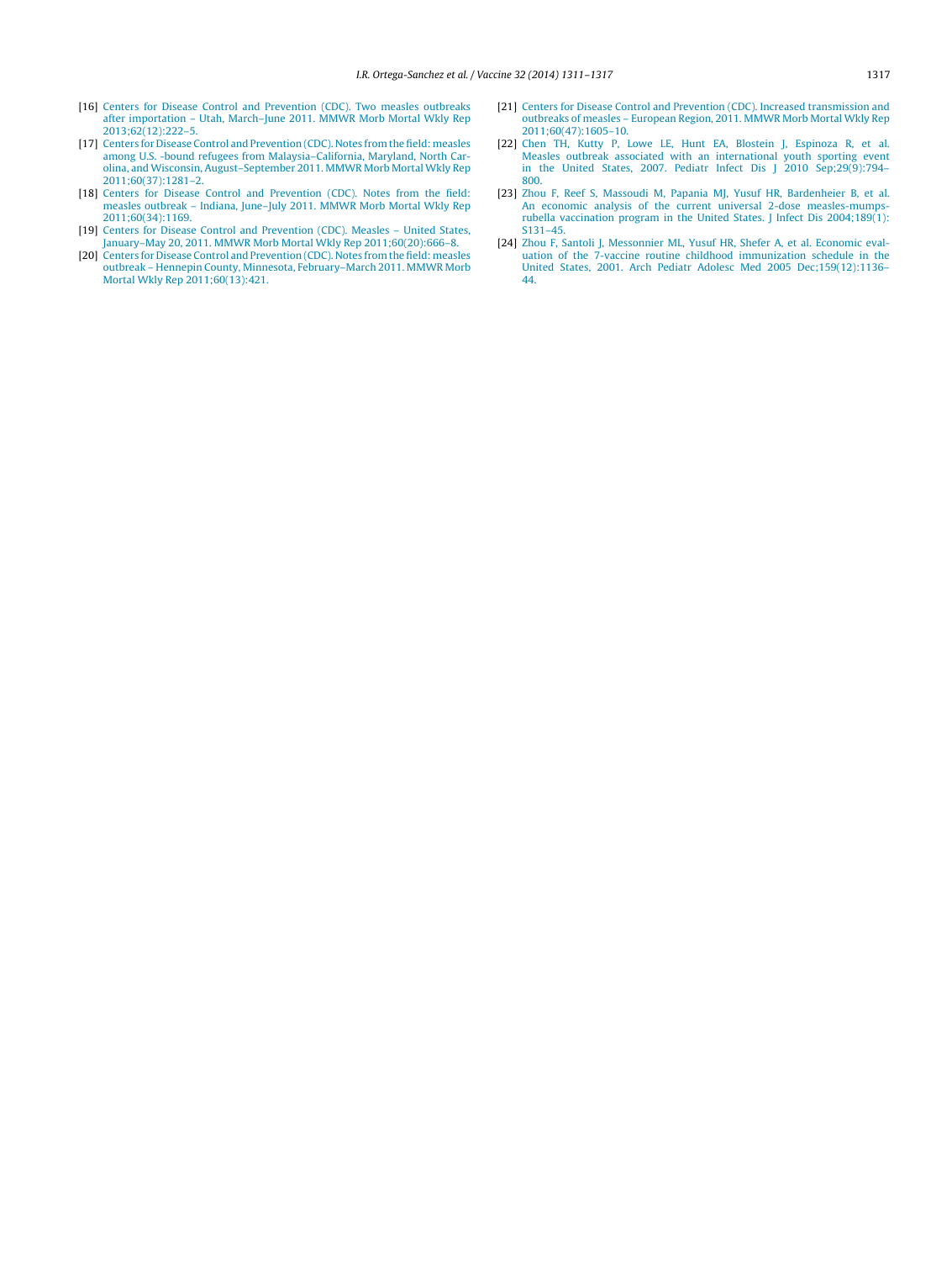[16] Centers for Disease Control and Prevention (CDC). Two measles outbreaks after importation – Utah, March–June 2011. MMWR Morb Mortal Wkly Rep 2013;62(12):222–5.

[17] Centers for Disease Control and Prevention (CDC). Notes from the field: measles among U.S. -bound refugees from Malaysia–California, Maryland, North Carolina, and Wisconsin, August–September 2011. MMWR Morb Mortal Wkly Rep 2011;60(37):1281–2.

[18] Centers for Disease Control and Prevention (CDC). Notes from the field: measles outbreak – Indiana, June–July 2011. MMWR Morb Mortal Wkly Rep 2011;60(34):1169.

[19] Centers for Disease Control and Prevention (CDC). Measles – United States, January–May 20, 2011. MMWR Morb Mortal Wkly Rep 2011;60(20):666–8.

[20] Centers for Disease Control and Prevention (CDC). Notes from the field: measles outbreak – Hennepin County, Minnesota, February–March 2011. MMWR Morb Mortal Wkly Rep 2011;60(13):421.

[21] Centers for Disease Control and Prevention (CDC). Increased transmission and outbreaks of measles – European Region, 2011. MMWR Morb Mortal Wkly Rep 2011;60(47):1605–10.

[22] Chen TH, Kutty P, Lowe LE, Hunt EA, Blostein J, Espinoza R, et al. Measles outbreak associated with an international youth sporting event in the United States, 2007. Pediatr Infect Dis J 2010 Sep;29(9):794–800.

[23] Zhou F, Reef S, Massoudi M, Papania MJ, Yusuf HR, Bardenheier B, et al. An economic analysis of the current universal 2-dose measles-mumps-rubella vaccination program in the United States. J Infect Dis 2004;189(1):S131–45.

[24] Zhou F, Santoli J, Messonnier ML, Yusuf HR, Shefer A, et al. Economic evaluation of the 7-vaccine routine childhood immunization schedule in the United States, 2001. Arch Pediatr Adolesc Med 2005 Dec;159(12):1136–44.